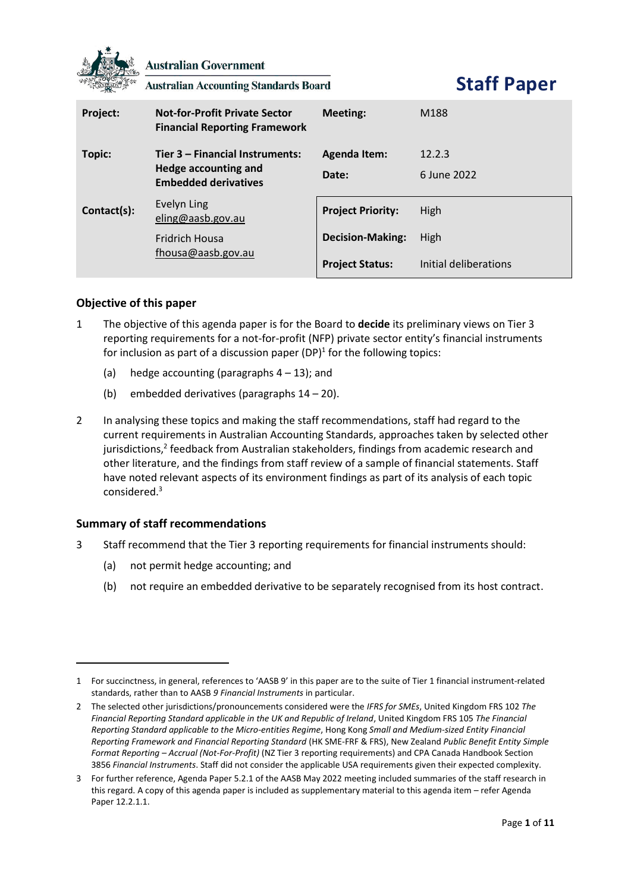Australian Government

Australian Accounting Standards Board

# Staff Paper

| | | | |
|---|---|---|---|
| **Project:** | **Not-for-Profit Private Sector Financial Reporting Framework** | **Meeting:** | M188 |
| **Topic:** | **Tier 3 – Financial Instruments: Hedge accounting and Embedded derivatives** | **Agenda Item:** | 12.2.3 |
| | | **Date:** | 6 June 2022 |
| **Contact(s):** | Evelyn Ling eling@aasb.gov.au | **Project Priority:** | High |
| | Fridrich Housa fhousa@aasb.gov.au | **Decision-Making:** | High |
| | | **Project Status:** | Initial deliberations |

## Objective of this paper

1 The objective of this agenda paper is for the Board to **decide** its preliminary views on Tier 3 reporting requirements for a not-for-profit (NFP) private sector entity's financial instruments for inclusion as part of a discussion paper (DP)[1] for the following topics:

(a) hedge accounting (paragraphs 4 – 13); and

(b) embedded derivatives (paragraphs 14 – 20).

2 In analysing these topics and making the staff recommendations, staff had regard to the current requirements in Australian Accounting Standards, approaches taken by selected other jurisdictions,[2] feedback from Australian stakeholders, findings from academic research and other literature, and the findings from staff review of a sample of financial statements. Staff have noted relevant aspects of its environment findings as part of its analysis of each topic considered.[3]

## Summary of staff recommendations

3 Staff recommend that the Tier 3 reporting requirements for financial instruments should:

(a) not permit hedge accounting; and

(b) not require an embedded derivative to be separately recognised from its host contract.

---

1 For succinctness, in general, references to 'AASB 9' in this paper are to the suite of Tier 1 financial instrument-related standards, rather than to AASB *9 Financial Instruments* in particular.

2 The selected other jurisdictions/pronouncements considered were the *IFRS for SMEs*, United Kingdom FRS 102 *The Financial Reporting Standard applicable in the UK and Republic of Ireland*, United Kingdom FRS 105 *The Financial Reporting Standard applicable to the Micro-entities Regime*, Hong Kong *Small and Medium-sized Entity Financial Reporting Framework and Financial Reporting Standard* (HK SME-FRF & FRS), New Zealand *Public Benefit Entity Simple Format Reporting – Accrual (Not-For-Profit)* (NZ Tier 3 reporting requirements) and CPA Canada Handbook Section 3856 *Financial Instruments*. Staff did not consider the applicable USA requirements given their expected complexity.

3 For further reference, Agenda Paper 5.2.1 of the AASB May 2022 meeting included summaries of the staff research in this regard. A copy of this agenda paper is included as supplementary material to this agenda item – refer Agenda Paper 12.2.1.1.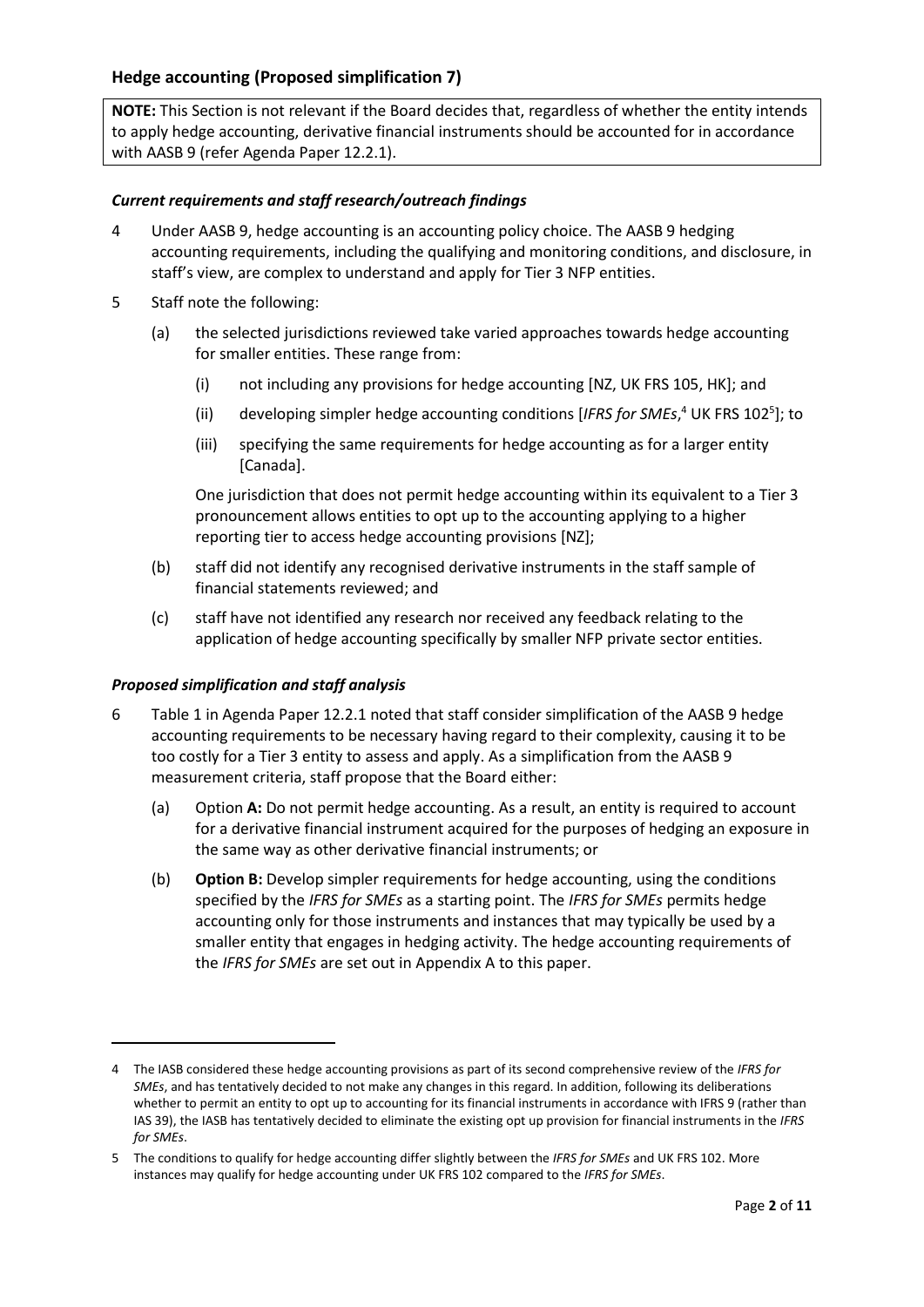## Hedge accounting (Proposed simplification 7)

**NOTE:** This Section is not relevant if the Board decides that, regardless of whether the entity intends to apply hedge accounting, derivative financial instruments should be accounted for in accordance with AASB 9 (refer Agenda Paper 12.2.1).

### *Current requirements and staff research/outreach findings*

4 Under AASB 9, hedge accounting is an accounting policy choice. The AASB 9 hedging accounting requirements, including the qualifying and monitoring conditions, and disclosure, in staff's view, are complex to understand and apply for Tier 3 NFP entities.

5 Staff note the following:

(a) the selected jurisdictions reviewed take varied approaches towards hedge accounting for smaller entities. These range from:

(i) not including any provisions for hedge accounting [NZ, UK FRS 105, HK]; and

(ii) developing simpler hedge accounting conditions [*IFRS for SMEs*,[4] UK FRS 102[5]]; to

(iii) specifying the same requirements for hedge accounting as for a larger entity [Canada].

One jurisdiction that does not permit hedge accounting within its equivalent to a Tier 3 pronouncement allows entities to opt up to the accounting applying to a higher reporting tier to access hedge accounting provisions [NZ];

(b) staff did not identify any recognised derivative instruments in the staff sample of financial statements reviewed; and

(c) staff have not identified any research nor received any feedback relating to the application of hedge accounting specifically by smaller NFP private sector entities.

### *Proposed simplification and staff analysis*

6 Table 1 in Agenda Paper 12.2.1 noted that staff consider simplification of the AASB 9 hedge accounting requirements to be necessary having regard to their complexity, causing it to be too costly for a Tier 3 entity to assess and apply. As a simplification from the AASB 9 measurement criteria, staff propose that the Board either:

(a) Option **A:** Do not permit hedge accounting. As a result, an entity is required to account for a derivative financial instrument acquired for the purposes of hedging an exposure in the same way as other derivative financial instruments; or

(b) **Option B:** Develop simpler requirements for hedge accounting, using the conditions specified by the *IFRS for SMEs* as a starting point. The *IFRS for SMEs* permits hedge accounting only for those instruments and instances that may typically be used by a smaller entity that engages in hedging activity. The hedge accounting requirements of the *IFRS for SMEs* are set out in Appendix A to this paper.

---

4 The IASB considered these hedge accounting provisions as part of its second comprehensive review of the *IFRS for SMEs*, and has tentatively decided to not make any changes in this regard. In addition, following its deliberations whether to permit an entity to opt up to accounting for its financial instruments in accordance with IFRS 9 (rather than IAS 39), the IASB has tentatively decided to eliminate the existing opt up provision for financial instruments in the *IFRS for SMEs*.

5 The conditions to qualify for hedge accounting differ slightly between the *IFRS for SMEs* and UK FRS 102. More instances may qualify for hedge accounting under UK FRS 102 compared to the *IFRS for SMEs*.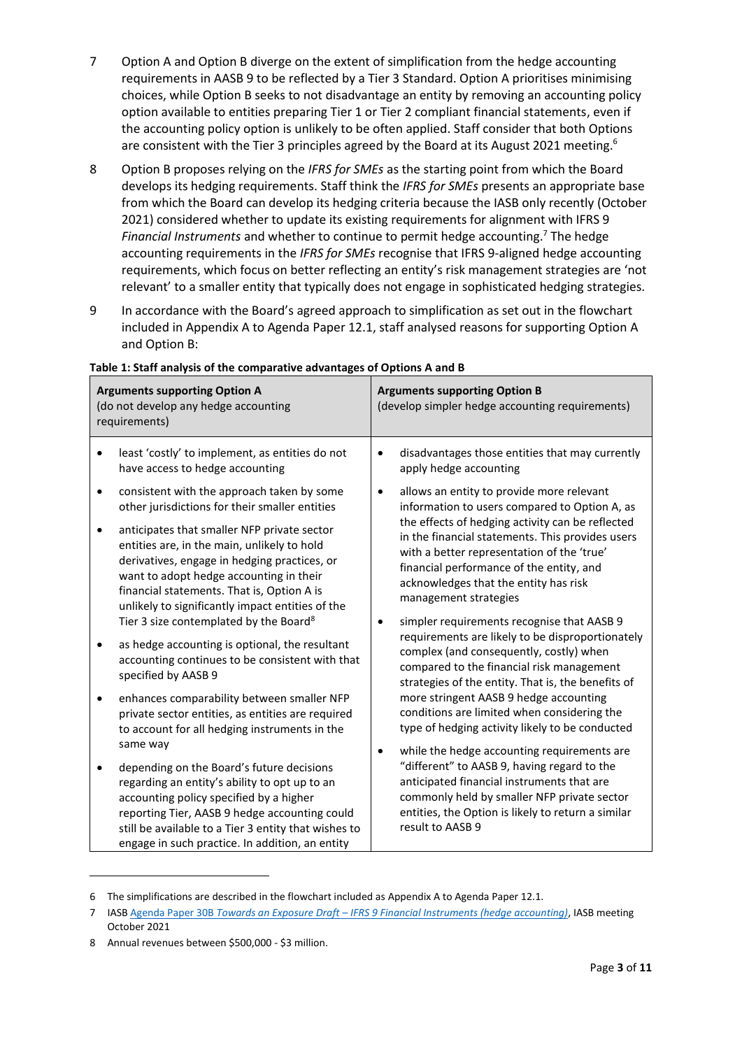7 Option A and Option B diverge on the extent of simplification from the hedge accounting requirements in AASB 9 to be reflected by a Tier 3 Standard. Option A prioritises minimising choices, while Option B seeks to not disadvantage an entity by removing an accounting policy option available to entities preparing Tier 1 or Tier 2 compliant financial statements, even if the accounting policy option is unlikely to be often applied. Staff consider that both Options are consistent with the Tier 3 principles agreed by the Board at its August 2021 meeting.[6]

8 Option B proposes relying on the *IFRS for SMEs* as the starting point from which the Board develops its hedging requirements. Staff think the *IFRS for SMEs* presents an appropriate base from which the Board can develop its hedging criteria because the IASB only recently (October 2021) considered whether to update its existing requirements for alignment with IFRS 9 *Financial Instruments* and whether to continue to permit hedge accounting.[7] The hedge accounting requirements in the *IFRS for SMEs* recognise that IFRS 9-aligned hedge accounting requirements, which focus on better reflecting an entity's risk management strategies are 'not relevant' to a smaller entity that typically does not engage in sophisticated hedging strategies.

9 In accordance with the Board's agreed approach to simplification as set out in the flowchart included in Appendix A to Agenda Paper 12.1, staff analysed reasons for supporting Option A and Option B:

**Table 1: Staff analysis of the comparative advantages of Options A and B**

| **Arguments supporting Option A** (do not develop any hedge accounting requirements) | **Arguments supporting Option B** (develop simpler hedge accounting requirements) |
|---|---|
| • least 'costly' to implement, as entities do not have access to hedge accounting<br>• consistent with the approach taken by some other jurisdictions for their smaller entities<br>• anticipates that smaller NFP private sector entities are, in the main, unlikely to hold derivatives, engage in hedging practices, or want to adopt hedge accounting in their financial statements. That is, Option A is unlikely to significantly impact entities of the Tier 3 size contemplated by the Board[8]<br>• as hedge accounting is optional, the resultant accounting continues to be consistent with that specified by AASB 9<br>• enhances comparability between smaller NFP private sector entities, as entities are required to account for all hedging instruments in the same way<br>• depending on the Board's future decisions regarding an entity's ability to opt up to an accounting policy specified by a higher reporting Tier, AASB 9 hedge accounting could still be available to a Tier 3 entity that wishes to engage in such practice. In addition, an entity | • disadvantages those entities that may currently apply hedge accounting<br>• allows an entity to provide more relevant information to users compared to Option A, as the effects of hedging activity can be reflected in the financial statements. This provides users with a better representation of the 'true' financial performance of the entity, and acknowledges that the entity has risk management strategies<br>• simpler requirements recognise that AASB 9 requirements are likely to be disproportionately complex (and consequently, costly) when compared to the financial risk management strategies of the entity. That is, the benefits of more stringent AASB 9 hedge accounting conditions are limited when considering the type of hedging activity likely to be conducted<br>• while the hedge accounting requirements are "different" to AASB 9, having regard to the anticipated financial instruments that are commonly held by smaller NFP private sector entities, the Option is likely to return a similar result to AASB 9 |

6 The simplifications are described in the flowchart included as Appendix A to Agenda Paper 12.1.

7 IASB Agenda Paper 30B *Towards an Exposure Draft – IFRS 9 Financial Instruments (hedge accounting)*, IASB meeting October 2021

8 Annual revenues between $500,000 - $3 million.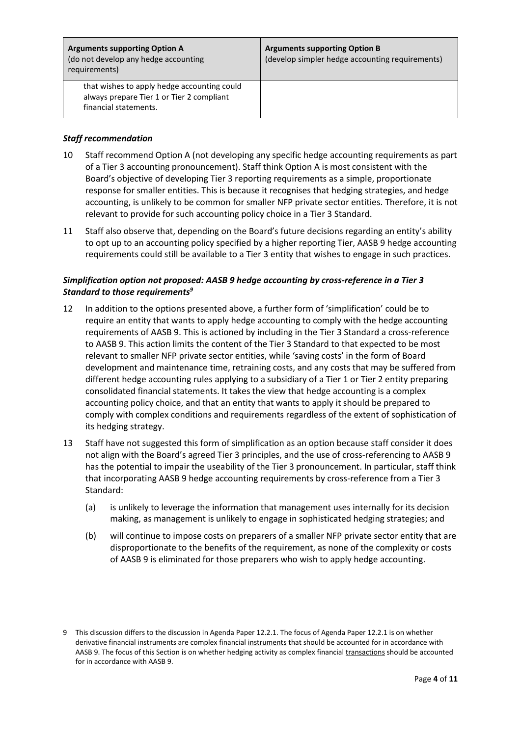| **Arguments supporting Option A** (do not develop any hedge accounting requirements) | **Arguments supporting Option B** (develop simpler hedge accounting requirements) |
| --- | --- |
| that wishes to apply hedge accounting could always prepare Tier 1 or Tier 2 compliant financial statements. | |

***Staff recommendation***

10 Staff recommend Option A (not developing any specific hedge accounting requirements as part of a Tier 3 accounting pronouncement). Staff think Option A is most consistent with the Board's objective of developing Tier 3 reporting requirements as a simple, proportionate response for smaller entities. This is because it recognises that hedging strategies, and hedge accounting, is unlikely to be common for smaller NFP private sector entities. Therefore, it is not relevant to provide for such accounting policy choice in a Tier 3 Standard.

11 Staff also observe that, depending on the Board's future decisions regarding an entity's ability to opt up to an accounting policy specified by a higher reporting Tier, AASB 9 hedge accounting requirements could still be available to a Tier 3 entity that wishes to engage in such practices.

***Simplification option not proposed: AASB 9 hedge accounting by cross-reference in a Tier 3 Standard to those requirements[9]***

12 In addition to the options presented above, a further form of 'simplification' could be to require an entity that wants to apply hedge accounting to comply with the hedge accounting requirements of AASB 9. This is actioned by including in the Tier 3 Standard a cross-reference to AASB 9. This action limits the content of the Tier 3 Standard to that expected to be most relevant to smaller NFP private sector entities, while 'saving costs' in the form of Board development and maintenance time, retraining costs, and any costs that may be suffered from different hedge accounting rules applying to a subsidiary of a Tier 1 or Tier 2 entity preparing consolidated financial statements. It takes the view that hedge accounting is a complex accounting policy choice, and that an entity that wants to apply it should be prepared to comply with complex conditions and requirements regardless of the extent of sophistication of its hedging strategy.

13 Staff have not suggested this form of simplification as an option because staff consider it does not align with the Board's agreed Tier 3 principles, and the use of cross-referencing to AASB 9 has the potential to impair the useability of the Tier 3 pronouncement. In particular, staff think that incorporating AASB 9 hedge accounting requirements by cross-reference from a Tier 3 Standard:

(a) is unlikely to leverage the information that management uses internally for its decision making, as management is unlikely to engage in sophisticated hedging strategies; and

(b) will continue to impose costs on preparers of a smaller NFP private sector entity that are disproportionate to the benefits of the requirement, as none of the complexity or costs of AASB 9 is eliminated for those preparers who wish to apply hedge accounting.

---

9 This discussion differs to the discussion in Agenda Paper 12.2.1. The focus of Agenda Paper 12.2.1 is on whether derivative financial instruments are complex financial instruments that should be accounted for in accordance with AASB 9. The focus of this Section is on whether hedging activity as complex financial transactions should be accounted for in accordance with AASB 9.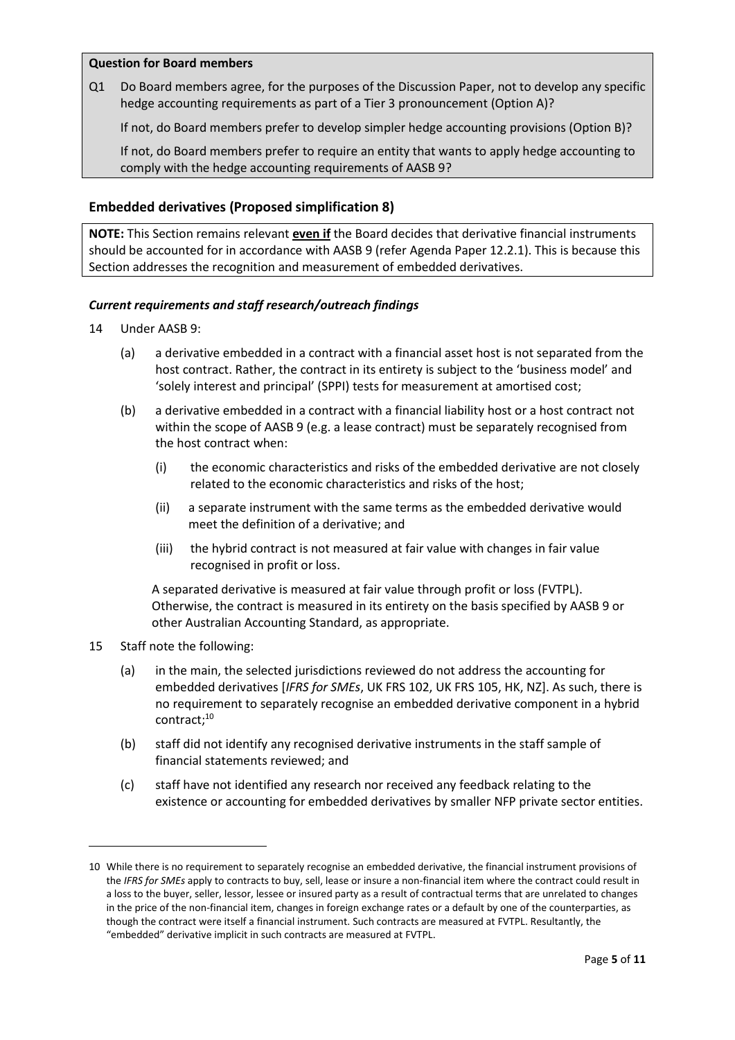**Question for Board members**

Q1 Do Board members agree, for the purposes of the Discussion Paper, not to develop any specific hedge accounting requirements as part of a Tier 3 pronouncement (Option A)?

If not, do Board members prefer to develop simpler hedge accounting provisions (Option B)?

If not, do Board members prefer to require an entity that wants to apply hedge accounting to comply with the hedge accounting requirements of AASB 9?

## Embedded derivatives (Proposed simplification 8)

**NOTE:** This Section remains relevant **even if** the Board decides that derivative financial instruments should be accounted for in accordance with AASB 9 (refer Agenda Paper 12.2.1). This is because this Section addresses the recognition and measurement of embedded derivatives.

### *Current requirements and staff research/outreach findings*

14 Under AASB 9:

(a) a derivative embedded in a contract with a financial asset host is not separated from the host contract. Rather, the contract in its entirety is subject to the 'business model' and 'solely interest and principal' (SPPI) tests for measurement at amortised cost;

(b) a derivative embedded in a contract with a financial liability host or a host contract not within the scope of AASB 9 (e.g. a lease contract) must be separately recognised from the host contract when:

(i) the economic characteristics and risks of the embedded derivative are not closely related to the economic characteristics and risks of the host;

(ii) a separate instrument with the same terms as the embedded derivative would meet the definition of a derivative; and

(iii) the hybrid contract is not measured at fair value with changes in fair value recognised in profit or loss.

A separated derivative is measured at fair value through profit or loss (FVTPL). Otherwise, the contract is measured in its entirety on the basis specified by AASB 9 or other Australian Accounting Standard, as appropriate.

15 Staff note the following:

(a) in the main, the selected jurisdictions reviewed do not address the accounting for embedded derivatives [*IFRS for SMEs*, UK FRS 102, UK FRS 105, HK, NZ]. As such, there is no requirement to separately recognise an embedded derivative component in a hybrid contract;[10]

(b) staff did not identify any recognised derivative instruments in the staff sample of financial statements reviewed; and

(c) staff have not identified any research nor received any feedback relating to the existence or accounting for embedded derivatives by smaller NFP private sector entities.

---

10 While there is no requirement to separately recognise an embedded derivative, the financial instrument provisions of the *IFRS for SMEs* apply to contracts to buy, sell, lease or insure a non-financial item where the contract could result in a loss to the buyer, seller, lessor, lessee or insured party as a result of contractual terms that are unrelated to changes in the price of the non-financial item, changes in foreign exchange rates or a default by one of the counterparties, as though the contract were itself a financial instrument. Such contracts are measured at FVTPL. Resultantly, the "embedded" derivative implicit in such contracts are measured at FVTPL.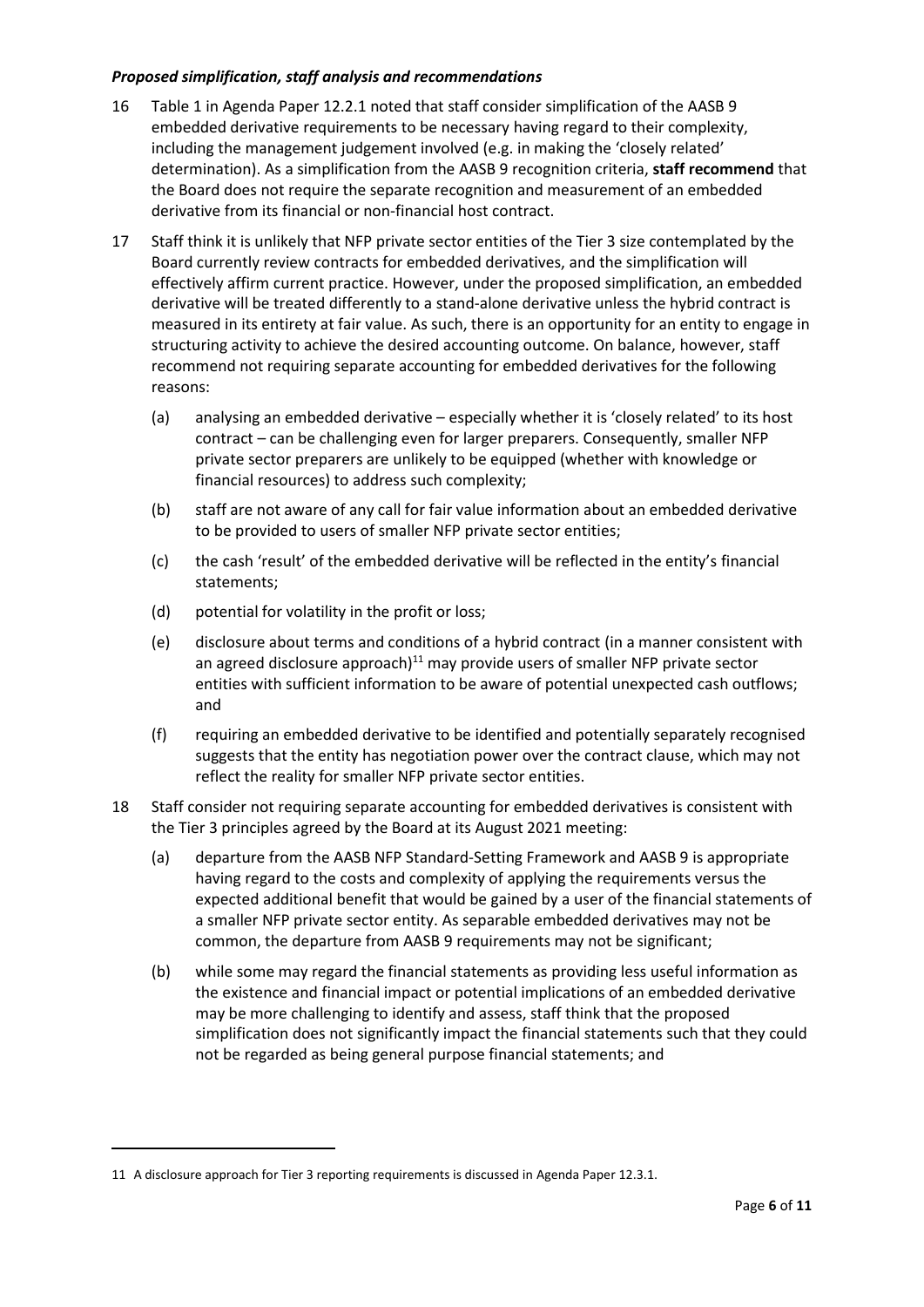### *Proposed simplification, staff analysis and recommendations*

16 Table 1 in Agenda Paper 12.2.1 noted that staff consider simplification of the AASB 9 embedded derivative requirements to be necessary having regard to their complexity, including the management judgement involved (e.g. in making the 'closely related' determination). As a simplification from the AASB 9 recognition criteria, **staff recommend** that the Board does not require the separate recognition and measurement of an embedded derivative from its financial or non-financial host contract.

17 Staff think it is unlikely that NFP private sector entities of the Tier 3 size contemplated by the Board currently review contracts for embedded derivatives, and the simplification will effectively affirm current practice. However, under the proposed simplification, an embedded derivative will be treated differently to a stand-alone derivative unless the hybrid contract is measured in its entirety at fair value. As such, there is an opportunity for an entity to engage in structuring activity to achieve the desired accounting outcome. On balance, however, staff recommend not requiring separate accounting for embedded derivatives for the following reasons:

   (a) analysing an embedded derivative – especially whether it is 'closely related' to its host contract – can be challenging even for larger preparers. Consequently, smaller NFP private sector preparers are unlikely to be equipped (whether with knowledge or financial resources) to address such complexity;

   (b) staff are not aware of any call for fair value information about an embedded derivative to be provided to users of smaller NFP private sector entities;

   (c) the cash 'result' of the embedded derivative will be reflected in the entity's financial statements;

   (d) potential for volatility in the profit or loss;

   (e) disclosure about terms and conditions of a hybrid contract (in a manner consistent with an agreed disclosure approach)[11] may provide users of smaller NFP private sector entities with sufficient information to be aware of potential unexpected cash outflows; and

   (f) requiring an embedded derivative to be identified and potentially separately recognised suggests that the entity has negotiation power over the contract clause, which may not reflect the reality for smaller NFP private sector entities.

18 Staff consider not requiring separate accounting for embedded derivatives is consistent with the Tier 3 principles agreed by the Board at its August 2021 meeting:

   (a) departure from the AASB NFP Standard-Setting Framework and AASB 9 is appropriate having regard to the costs and complexity of applying the requirements versus the expected additional benefit that would be gained by a user of the financial statements of a smaller NFP private sector entity. As separable embedded derivatives may not be common, the departure from AASB 9 requirements may not be significant;

   (b) while some may regard the financial statements as providing less useful information as the existence and financial impact or potential implications of an embedded derivative may be more challenging to identify and assess, staff think that the proposed simplification does not significantly impact the financial statements such that they could not be regarded as being general purpose financial statements; and

---

11 A disclosure approach for Tier 3 reporting requirements is discussed in Agenda Paper 12.3.1.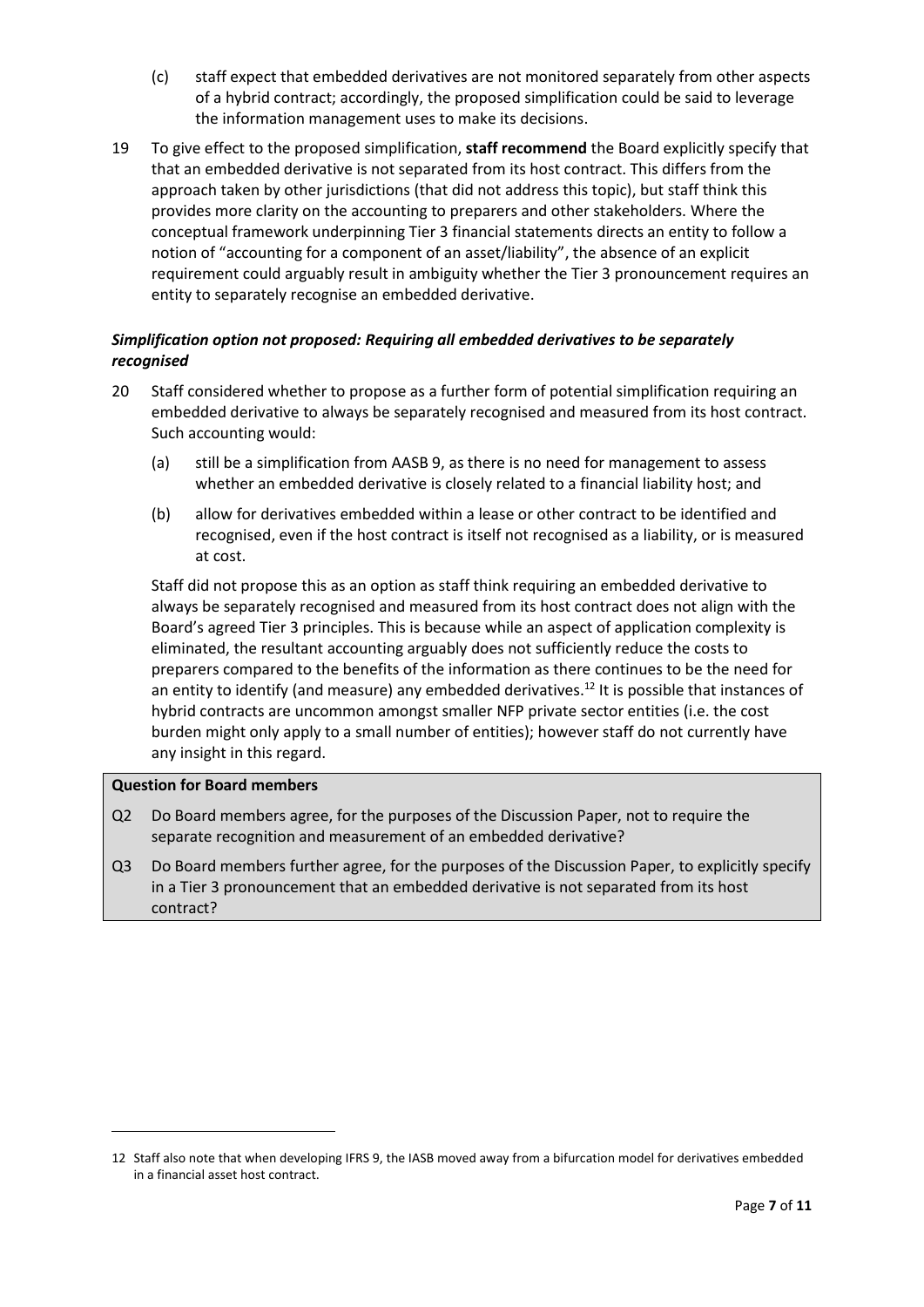(c) staff expect that embedded derivatives are not monitored separately from other aspects of a hybrid contract; accordingly, the proposed simplification could be said to leverage the information management uses to make its decisions.

19 To give effect to the proposed simplification, **staff recommend** the Board explicitly specify that that an embedded derivative is not separated from its host contract. This differs from the approach taken by other jurisdictions (that did not address this topic), but staff think this provides more clarity on the accounting to preparers and other stakeholders. Where the conceptual framework underpinning Tier 3 financial statements directs an entity to follow a notion of "accounting for a component of an asset/liability", the absence of an explicit requirement could arguably result in ambiguity whether the Tier 3 pronouncement requires an entity to separately recognise an embedded derivative.

***Simplification option not proposed: Requiring all embedded derivatives to be separately recognised***

20 Staff considered whether to propose as a further form of potential simplification requiring an embedded derivative to always be separately recognised and measured from its host contract. Such accounting would:

(a) still be a simplification from AASB 9, as there is no need for management to assess whether an embedded derivative is closely related to a financial liability host; and

(b) allow for derivatives embedded within a lease or other contract to be identified and recognised, even if the host contract is itself not recognised as a liability, or is measured at cost.

Staff did not propose this as an option as staff think requiring an embedded derivative to always be separately recognised and measured from its host contract does not align with the Board's agreed Tier 3 principles. This is because while an aspect of application complexity is eliminated, the resultant accounting arguably does not sufficiently reduce the costs to preparers compared to the benefits of the information as there continues to be the need for an entity to identify (and measure) any embedded derivatives.[12] It is possible that instances of hybrid contracts are uncommon amongst smaller NFP private sector entities (i.e. the cost burden might only apply to a small number of entities); however staff do not currently have any insight in this regard.

**Question for Board members**

Q2 Do Board members agree, for the purposes of the Discussion Paper, not to require the separate recognition and measurement of an embedded derivative?

Q3 Do Board members further agree, for the purposes of the Discussion Paper, to explicitly specify in a Tier 3 pronouncement that an embedded derivative is not separated from its host contract?

12 Staff also note that when developing IFRS 9, the IASB moved away from a bifurcation model for derivatives embedded in a financial asset host contract.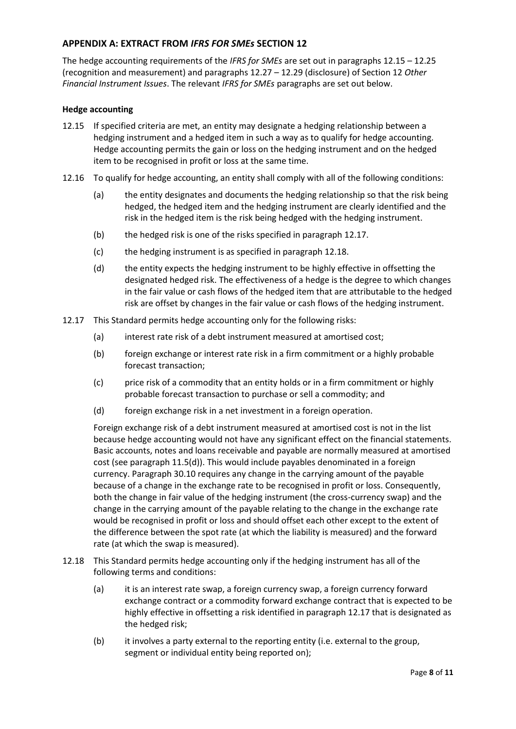## APPENDIX A: EXTRACT FROM *IFRS FOR SMEs* SECTION 12

The hedge accounting requirements of the *IFRS for SMEs* are set out in paragraphs 12.15 – 12.25 (recognition and measurement) and paragraphs 12.27 – 12.29 (disclosure) of Section 12 *Other Financial Instrument Issues*. The relevant *IFRS for SMEs* paragraphs are set out below.

### Hedge accounting

12.15 If specified criteria are met, an entity may designate a hedging relationship between a hedging instrument and a hedged item in such a way as to qualify for hedge accounting. Hedge accounting permits the gain or loss on the hedging instrument and on the hedged item to be recognised in profit or loss at the same time.

12.16 To qualify for hedge accounting, an entity shall comply with all of the following conditions:

- (a) the entity designates and documents the hedging relationship so that the risk being hedged, the hedged item and the hedging instrument are clearly identified and the risk in the hedged item is the risk being hedged with the hedging instrument.
- (b) the hedged risk is one of the risks specified in paragraph 12.17.
- (c) the hedging instrument is as specified in paragraph 12.18.
- (d) the entity expects the hedging instrument to be highly effective in offsetting the designated hedged risk. The effectiveness of a hedge is the degree to which changes in the fair value or cash flows of the hedged item that are attributable to the hedged risk are offset by changes in the fair value or cash flows of the hedging instrument.

12.17 This Standard permits hedge accounting only for the following risks:

- (a) interest rate risk of a debt instrument measured at amortised cost;
- (b) foreign exchange or interest rate risk in a firm commitment or a highly probable forecast transaction;
- (c) price risk of a commodity that an entity holds or in a firm commitment or highly probable forecast transaction to purchase or sell a commodity; and
- (d) foreign exchange risk in a net investment in a foreign operation.

Foreign exchange risk of a debt instrument measured at amortised cost is not in the list because hedge accounting would not have any significant effect on the financial statements. Basic accounts, notes and loans receivable and payable are normally measured at amortised cost (see paragraph 11.5(d)). This would include payables denominated in a foreign currency. Paragraph 30.10 requires any change in the carrying amount of the payable because of a change in the exchange rate to be recognised in profit or loss. Consequently, both the change in fair value of the hedging instrument (the cross-currency swap) and the change in the carrying amount of the payable relating to the change in the exchange rate would be recognised in profit or loss and should offset each other except to the extent of the difference between the spot rate (at which the liability is measured) and the forward rate (at which the swap is measured).

12.18 This Standard permits hedge accounting only if the hedging instrument has all of the following terms and conditions:

- (a) it is an interest rate swap, a foreign currency swap, a foreign currency forward exchange contract or a commodity forward exchange contract that is expected to be highly effective in offsetting a risk identified in paragraph 12.17 that is designated as the hedged risk;
- (b) it involves a party external to the reporting entity (i.e. external to the group, segment or individual entity being reported on);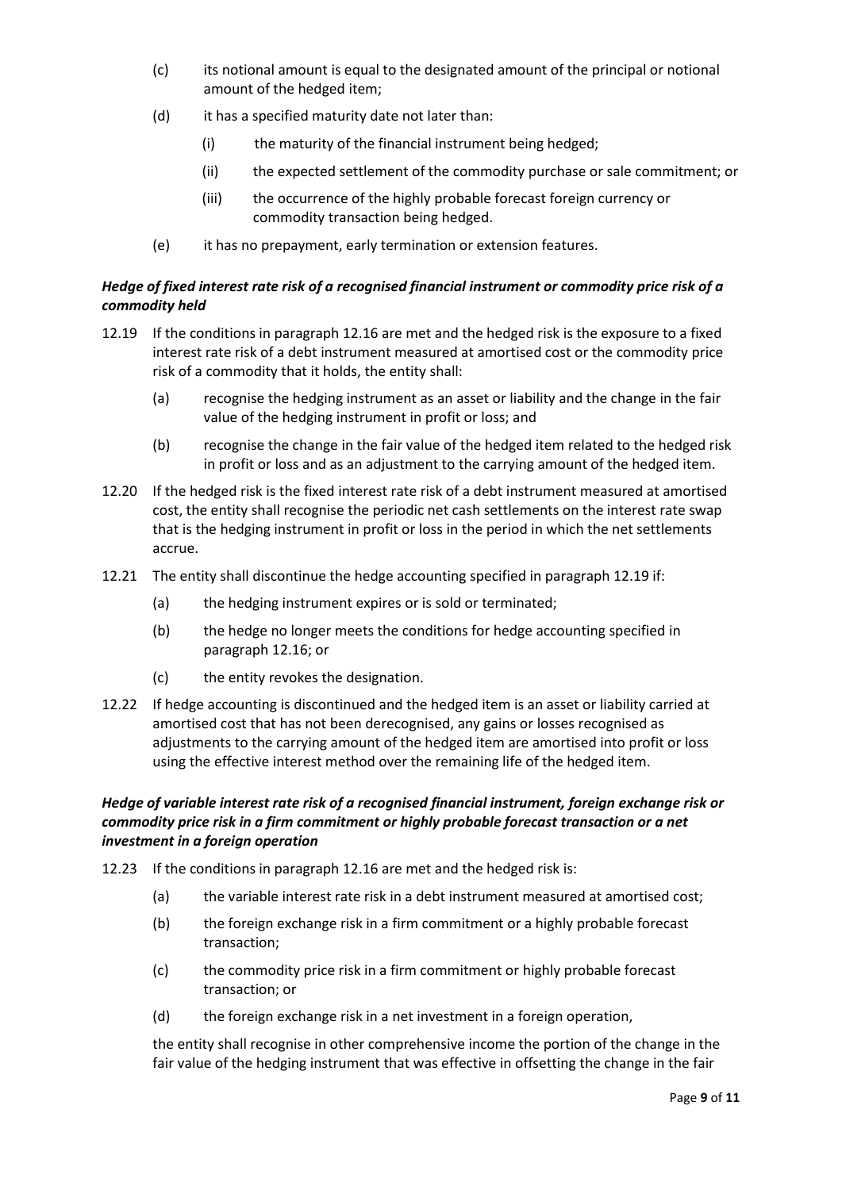(c) its notional amount is equal to the designated amount of the principal or notional amount of the hedged item;

(d) it has a specified maturity date not later than:

  (i) the maturity of the financial instrument being hedged;

  (ii) the expected settlement of the commodity purchase or sale commitment; or

  (iii) the occurrence of the highly probable forecast foreign currency or commodity transaction being hedged.

(e) it has no prepayment, early termination or extension features.

***Hedge of fixed interest rate risk of a recognised financial instrument or commodity price risk of a commodity held***

12.19 If the conditions in paragraph 12.16 are met and the hedged risk is the exposure to a fixed interest rate risk of a debt instrument measured at amortised cost or the commodity price risk of a commodity that it holds, the entity shall:

  (a) recognise the hedging instrument as an asset or liability and the change in the fair value of the hedging instrument in profit or loss; and

  (b) recognise the change in the fair value of the hedged item related to the hedged risk in profit or loss and as an adjustment to the carrying amount of the hedged item.

12.20 If the hedged risk is the fixed interest rate risk of a debt instrument measured at amortised cost, the entity shall recognise the periodic net cash settlements on the interest rate swap that is the hedging instrument in profit or loss in the period in which the net settlements accrue.

12.21 The entity shall discontinue the hedge accounting specified in paragraph 12.19 if:

  (a) the hedging instrument expires or is sold or terminated;

  (b) the hedge no longer meets the conditions for hedge accounting specified in paragraph 12.16; or

  (c) the entity revokes the designation.

12.22 If hedge accounting is discontinued and the hedged item is an asset or liability carried at amortised cost that has not been derecognised, any gains or losses recognised as adjustments to the carrying amount of the hedged item are amortised into profit or loss using the effective interest method over the remaining life of the hedged item.

***Hedge of variable interest rate risk of a recognised financial instrument, foreign exchange risk or commodity price risk in a firm commitment or highly probable forecast transaction or a net investment in a foreign operation***

12.23 If the conditions in paragraph 12.16 are met and the hedged risk is:

  (a) the variable interest rate risk in a debt instrument measured at amortised cost;

  (b) the foreign exchange risk in a firm commitment or a highly probable forecast transaction;

  (c) the commodity price risk in a firm commitment or highly probable forecast transaction; or

  (d) the foreign exchange risk in a net investment in a foreign operation,

the entity shall recognise in other comprehensive income the portion of the change in the fair value of the hedging instrument that was effective in offsetting the change in the fair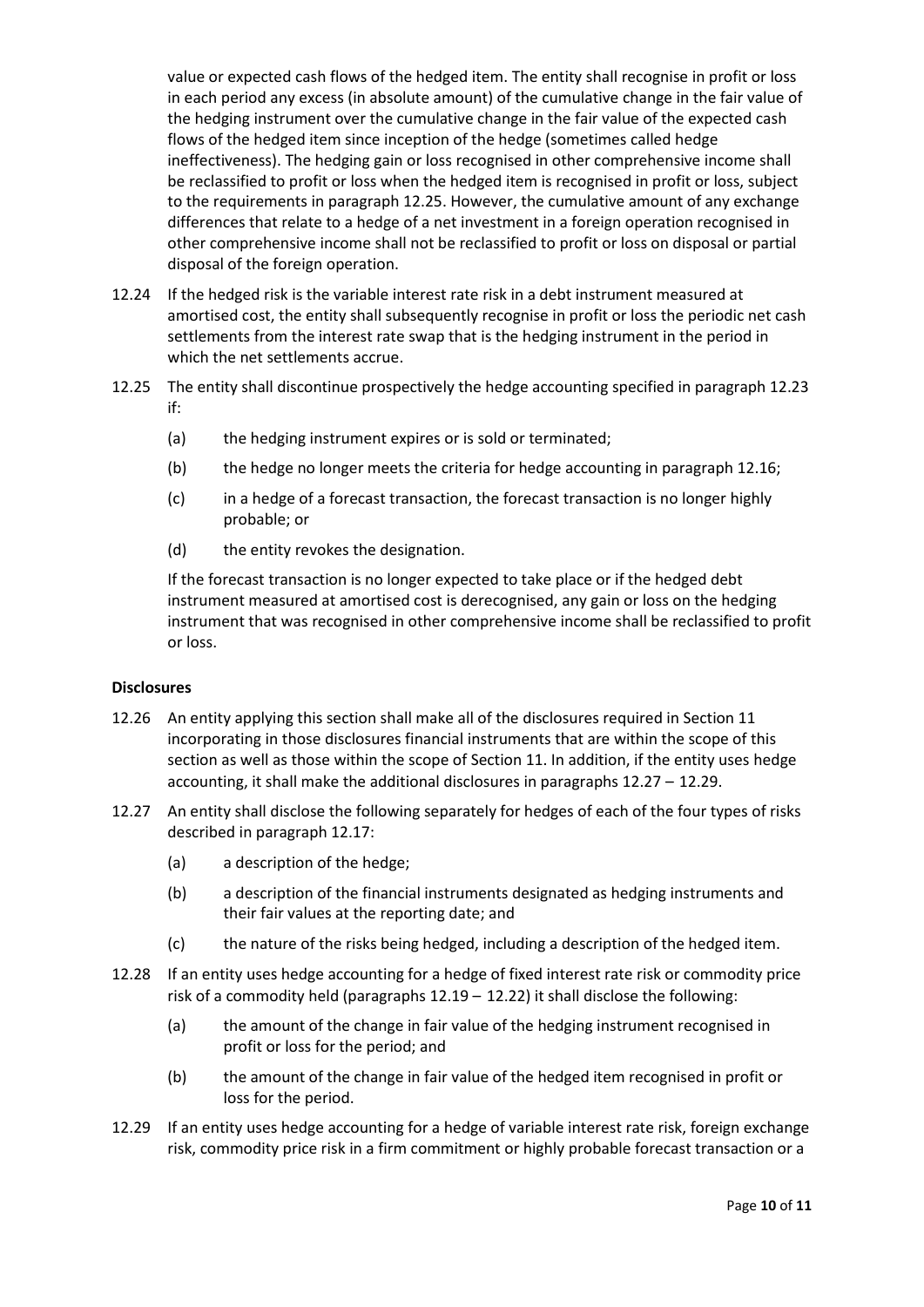value or expected cash flows of the hedged item. The entity shall recognise in profit or loss in each period any excess (in absolute amount) of the cumulative change in the fair value of the hedging instrument over the cumulative change in the fair value of the expected cash flows of the hedged item since inception of the hedge (sometimes called hedge ineffectiveness). The hedging gain or loss recognised in other comprehensive income shall be reclassified to profit or loss when the hedged item is recognised in profit or loss, subject to the requirements in paragraph 12.25. However, the cumulative amount of any exchange differences that relate to a hedge of a net investment in a foreign operation recognised in other comprehensive income shall not be reclassified to profit or loss on disposal or partial disposal of the foreign operation.

12.24 If the hedged risk is the variable interest rate risk in a debt instrument measured at amortised cost, the entity shall subsequently recognise in profit or loss the periodic net cash settlements from the interest rate swap that is the hedging instrument in the period in which the net settlements accrue.

12.25 The entity shall discontinue prospectively the hedge accounting specified in paragraph 12.23 if:

(a) the hedging instrument expires or is sold or terminated;

(b) the hedge no longer meets the criteria for hedge accounting in paragraph 12.16;

(c) in a hedge of a forecast transaction, the forecast transaction is no longer highly probable; or

(d) the entity revokes the designation.

If the forecast transaction is no longer expected to take place or if the hedged debt instrument measured at amortised cost is derecognised, any gain or loss on the hedging instrument that was recognised in other comprehensive income shall be reclassified to profit or loss.

**Disclosures**

12.26 An entity applying this section shall make all of the disclosures required in Section 11 incorporating in those disclosures financial instruments that are within the scope of this section as well as those within the scope of Section 11. In addition, if the entity uses hedge accounting, it shall make the additional disclosures in paragraphs 12.27 – 12.29.

12.27 An entity shall disclose the following separately for hedges of each of the four types of risks described in paragraph 12.17:

(a) a description of the hedge;

(b) a description of the financial instruments designated as hedging instruments and their fair values at the reporting date; and

(c) the nature of the risks being hedged, including a description of the hedged item.

12.28 If an entity uses hedge accounting for a hedge of fixed interest rate risk or commodity price risk of a commodity held (paragraphs 12.19 – 12.22) it shall disclose the following:

(a) the amount of the change in fair value of the hedging instrument recognised in profit or loss for the period; and

(b) the amount of the change in fair value of the hedged item recognised in profit or loss for the period.

12.29 If an entity uses hedge accounting for a hedge of variable interest rate risk, foreign exchange risk, commodity price risk in a firm commitment or highly probable forecast transaction or a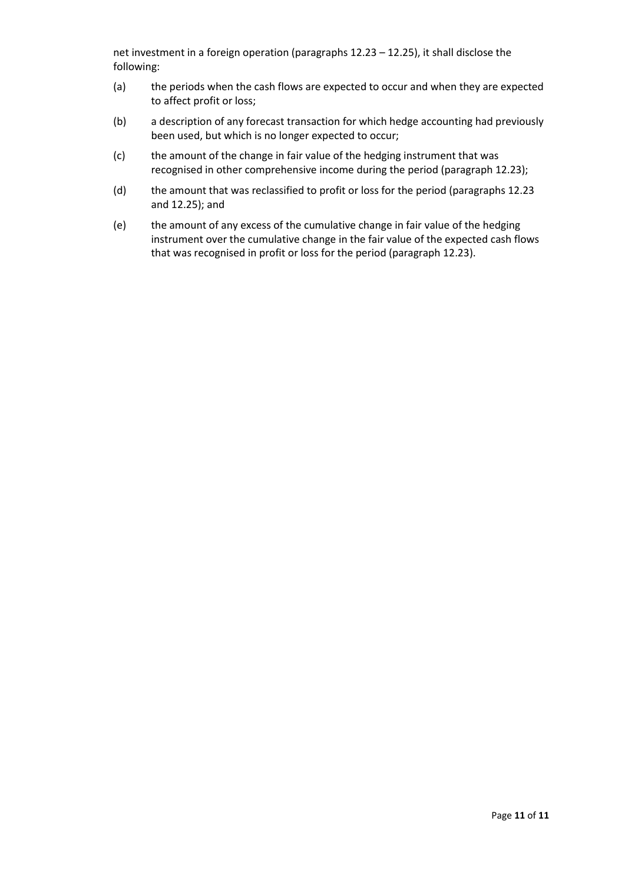net investment in a foreign operation (paragraphs 12.23 – 12.25), it shall disclose the following:

(a) the periods when the cash flows are expected to occur and when they are expected to affect profit or loss;

(b) a description of any forecast transaction for which hedge accounting had previously been used, but which is no longer expected to occur;

(c) the amount of the change in fair value of the hedging instrument that was recognised in other comprehensive income during the period (paragraph 12.23);

(d) the amount that was reclassified to profit or loss for the period (paragraphs 12.23 and 12.25); and

(e) the amount of any excess of the cumulative change in fair value of the hedging instrument over the cumulative change in the fair value of the expected cash flows that was recognised in profit or loss for the period (paragraph 12.23).